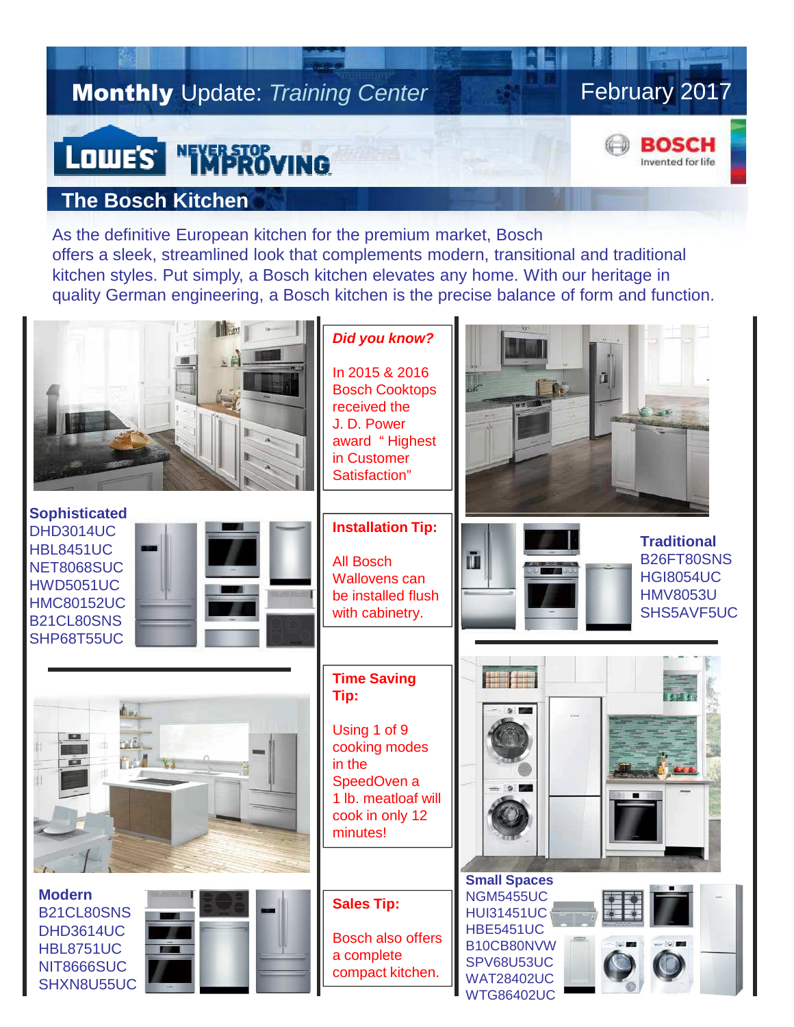# **Monthly** Update: *Training Center*

February 2017

LOWE'S NEVER STOP IMPROVING

BOSCH Invented for life

## The Bosch Kitchen

As the definitive European kitchen for the premium market, Bosch offers a sleek, streamlined look that complements modern, transitional and traditional kitchen styles. Put simply, a Bosch kitchen elevates any home. With our heritage in quality German engineering, a Bosch kitchen is the precise balance of form and function.

### Sophisticated

DHD3014UC
HBL8451UC
NET8068SUC
HWD5051UC
HMC80152UC
B21CL80SNS
SHP68T55UC

### Modern

B21CL80SNS
DHD3614UC
HBL8751UC
NIT8666SUC
SHXN8U55UC

***Did you know?***

In 2015 & 2016 Bosch Cooktops received the J. D. Power award "Highest in Customer Satisfaction"

**Installation Tip:**

All Bosch Wallovens can be installed flush with cabinetry.

**Time Saving Tip:**

Using 1 of 9 cooking modes in the SpeedOven a 1 lb. meatloaf will cook in only 12 minutes!

**Sales Tip:**

Bosch also offers a complete compact kitchen.

### Traditional

B26FT80SNS
HGI8054UC
HMV8053U
SHS5AVF5UC

### Small Spaces

NGM5455UC
HUI31451UC
HBE5451UC
B10CB80NVW
SPV68U53UC
WAT28402UC
WTG86402UC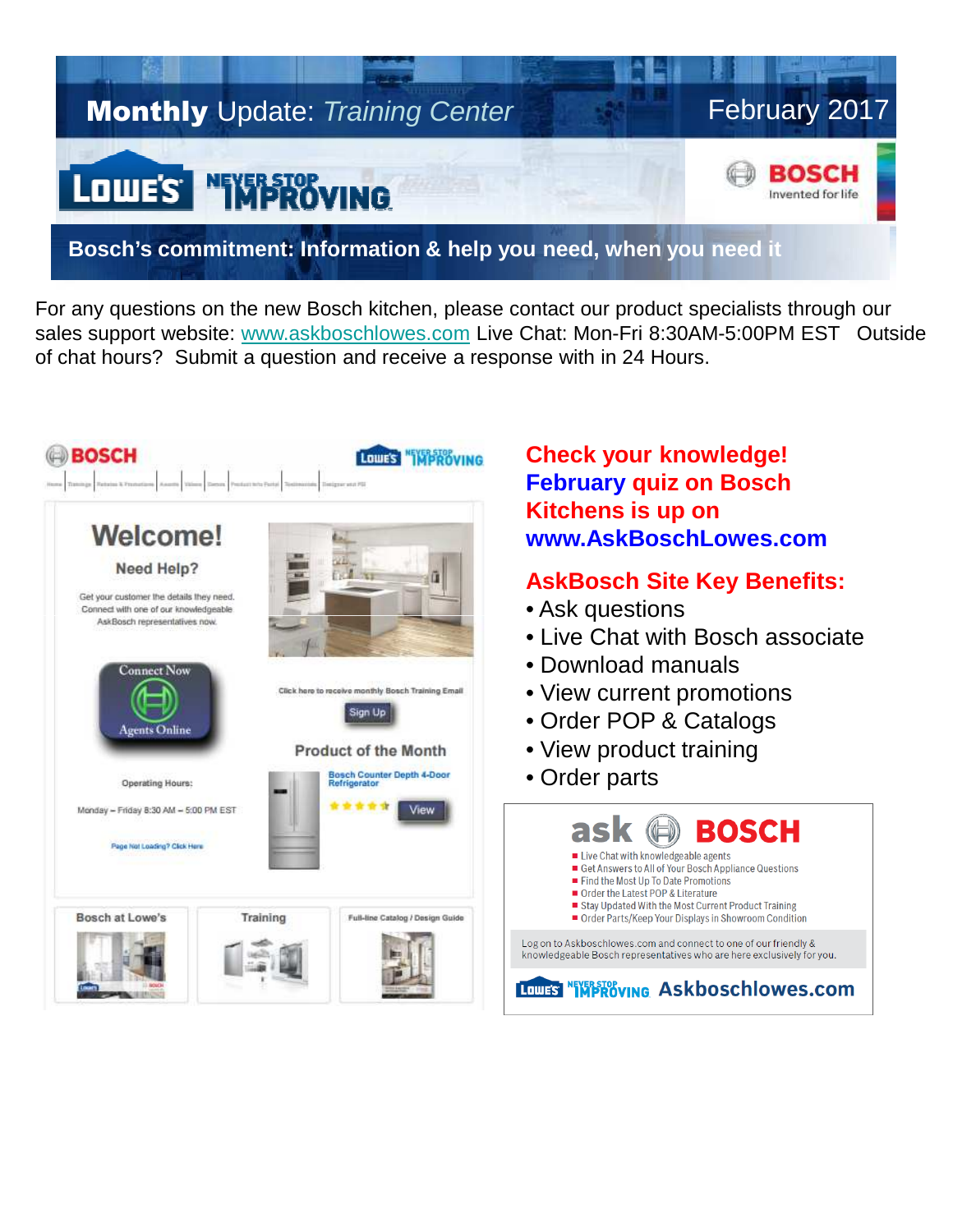# **Monthly** Update: *Training Center* — February 2017

LOWE'S NEVER STOP IMPROVING

BOSCH Invented for life

## Bosch's commitment: Information & help you need, when you need it

For any questions on the new Bosch kitchen, please contact our product specialists through our sales support website: www.askboschlowes.com Live Chat: Mon-Fri 8:30AM-5:00PM EST Outside of chat hours? Submit a question and receive a response with in 24 Hours.

BOSCH — LOWE'S NEVER STOP IMPROVING

Welcome!

Need Help?

Get your customer the details they need. Connect with one of our knowledgeable AskBosch representatives now.

Connect Now — Agents Online

Click here to receive monthly Bosch Training Email

Sign Up

Product of the Month

Bosch Counter Depth 4-Door Refrigerator

View

Operating Hours:

Monday – Friday 8:30 AM – 5:00 PM EST

Page Not Loading? Click Here

Bosch at Lowe's | Training | Full-line Catalog / Design Guide

### Check your knowledge! February quiz on Bosch Kitchens is up on www.AskBoschLowes.com

### AskBosch Site Key Benefits:

- Ask questions
- Live Chat with Bosch associate
- Download manuals
- View current promotions
- Order POP & Catalogs
- View product training
- Order parts

**ask BOSCH**

- Live Chat with knowledgeable agents
- Get Answers to All of Your Bosch Appliance Questions
- Find the Most Up To Date Promotions
- Order the Latest POP & Literature
- Stay Updated With the Most Current Product Training
- Order Parts/Keep Your Displays in Showroom Condition

Log on to Askboschlowes.com and connect to one of our friendly & knowledgeable Bosch representatives who are here exclusively for you.

LOWE'S NEVER STOP IMPROVING **Askboschlowes.com**